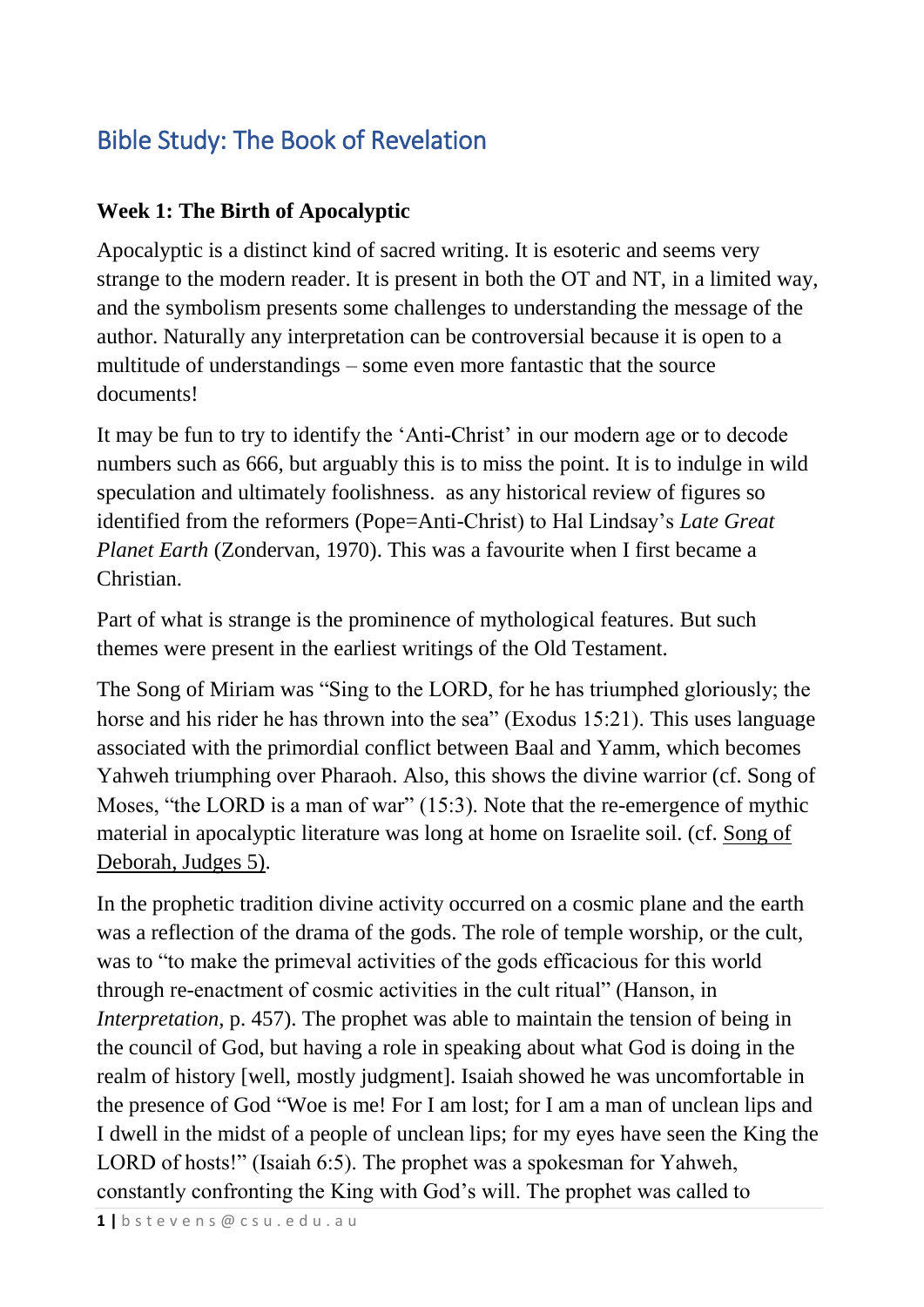# Bible Study: The Book of Revelation

## Week 1: The Birth of Apocalyptic

Apocalyptic is a distinct kind of sacred writing. It is esoteric and seems very strange to the modern reader. It is present in both the OT and NT, in a limited way, and the symbolism presents some challenges to understanding the message of the author. Naturally any interpretation can be controversial because it is open to a multitude of understandings – some even more fantastic that the source documents!

It may be fun to try to identify the 'Anti-Christ' in our modern age or to decode numbers such as 666, but arguably this is to miss the point. It is to indulge in wild speculation and ultimately foolishness.  as any historical review of figures so identified from the reformers (Pope=Anti-Christ) to Hal Lindsay's *Late Great Planet Earth* (Zondervan, 1970). This was a favourite when I first became a Christian.

Part of what is strange is the prominence of mythological features. But such themes were present in the earliest writings of the Old Testament.

The Song of Miriam was "Sing to the LORD, for he has triumphed gloriously; the horse and his rider he has thrown into the sea" (Exodus 15:21). This uses language associated with the primordial conflict between Baal and Yamm, which becomes Yahweh triumphing over Pharaoh. Also, this shows the divine warrior (cf. Song of Moses, "the LORD is a man of war" (15:3). Note that the re-emergence of mythic material in apocalyptic literature was long at home on Israelite soil. (cf. Song of Deborah, Judges 5).

In the prophetic tradition divine activity occurred on a cosmic plane and the earth was a reflection of the drama of the gods. The role of temple worship, or the cult, was to "to make the primeval activities of the gods efficacious for this world through re-enactment of cosmic activities in the cult ritual" (Hanson, in *Interpretation*, p. 457). The prophet was able to maintain the tension of being in the council of God, but having a role in speaking about what God is doing in the realm of history [well, mostly judgment]. Isaiah showed he was uncomfortable in the presence of God "Woe is me! For I am lost; for I am a man of unclean lips and I dwell in the midst of a people of unclean lips; for my eyes have seen the King the LORD of hosts!" (Isaiah 6:5). The prophet was a spokesman for Yahweh, constantly confronting the King with God's will. The prophet was called to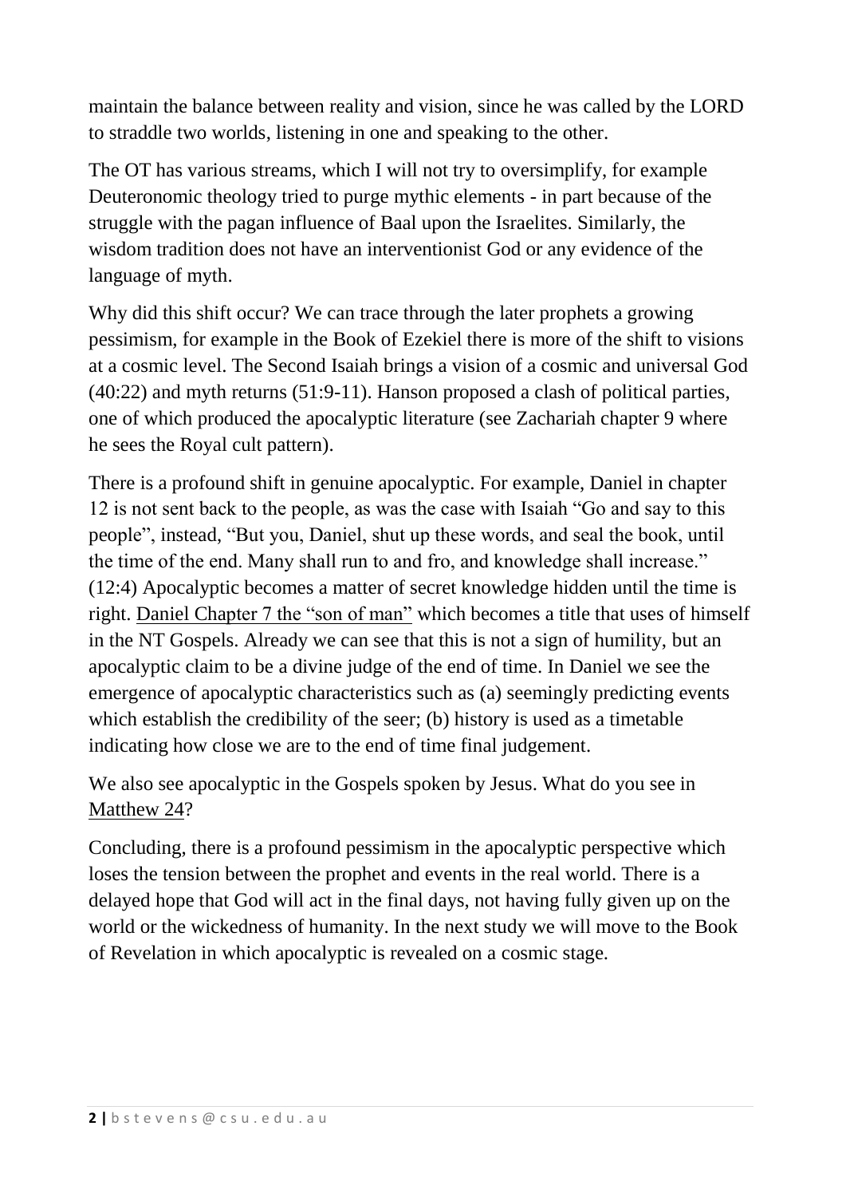maintain the balance between reality and vision, since he was called by the LORD to straddle two worlds, listening in one and speaking to the other.

The OT has various streams, which I will not try to oversimplify, for example Deuteronomic theology tried to purge mythic elements - in part because of the struggle with the pagan influence of Baal upon the Israelites. Similarly, the wisdom tradition does not have an interventionist God or any evidence of the language of myth.

Why did this shift occur? We can trace through the later prophets a growing pessimism, for example in the Book of Ezekiel there is more of the shift to visions at a cosmic level. The Second Isaiah brings a vision of a cosmic and universal God (40:22) and myth returns (51:9-11). Hanson proposed a clash of political parties, one of which produced the apocalyptic literature (see Zachariah chapter 9 where he sees the Royal cult pattern).

There is a profound shift in genuine apocalyptic. For example, Daniel in chapter 12 is not sent back to the people, as was the case with Isaiah "Go and say to this people", instead, "But you, Daniel, shut up these words, and seal the book, until the time of the end. Many shall run to and fro, and knowledge shall increase." (12:4) Apocalyptic becomes a matter of secret knowledge hidden until the time is right. Daniel Chapter 7 the "son of man" which becomes a title that uses of himself in the NT Gospels. Already we can see that this is not a sign of humility, but an apocalyptic claim to be a divine judge of the end of time. In Daniel we see the emergence of apocalyptic characteristics such as (a) seemingly predicting events which establish the credibility of the seer; (b) history is used as a timetable indicating how close we are to the end of time final judgement.

We also see apocalyptic in the Gospels spoken by Jesus. What do you see in Matthew 24?

Concluding, there is a profound pessimism in the apocalyptic perspective which loses the tension between the prophet and events in the real world. There is a delayed hope that God will act in the final days, not having fully given up on the world or the wickedness of humanity. In the next study we will move to the Book of Revelation in which apocalyptic is revealed on a cosmic stage.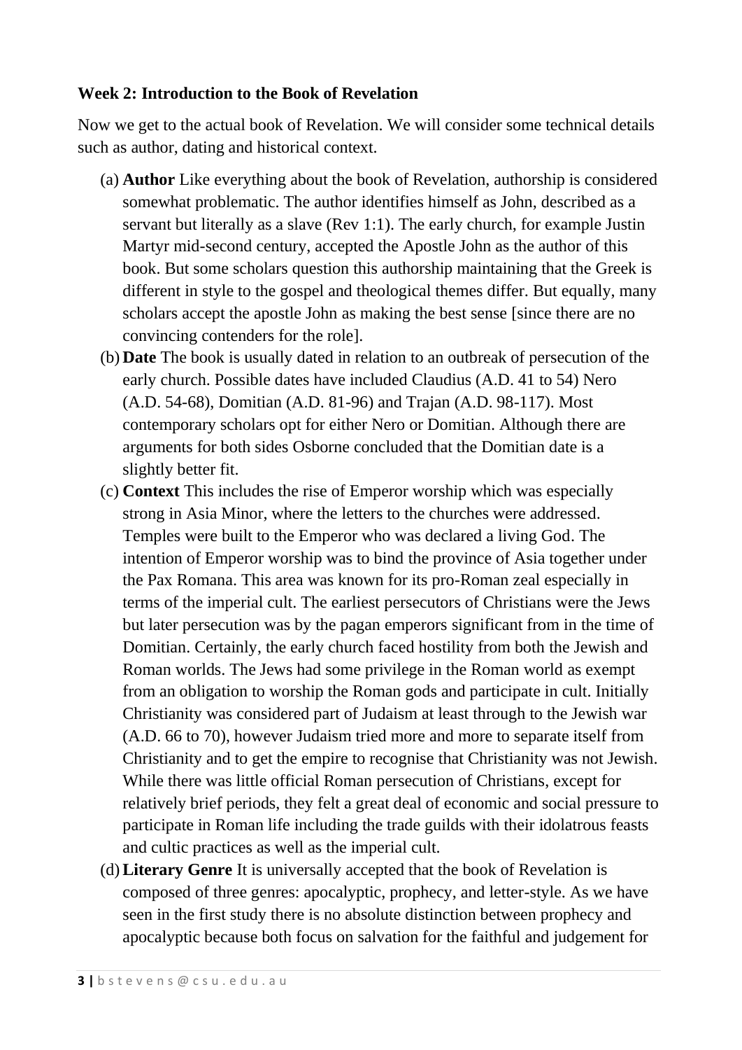**Week 2: Introduction to the Book of Revelation**

Now we get to the actual book of Revelation. We will consider some technical details such as author, dating and historical context.

(a) **Author** Like everything about the book of Revelation, authorship is considered somewhat problematic. The author identifies himself as John, described as a servant but literally as a slave (Rev 1:1). The early church, for example Justin Martyr mid-second century, accepted the Apostle John as the author of this book. But some scholars question this authorship maintaining that the Greek is different in style to the gospel and theological themes differ. But equally, many scholars accept the apostle John as making the best sense [since there are no convincing contenders for the role].

(b) **Date** The book is usually dated in relation to an outbreak of persecution of the early church. Possible dates have included Claudius (A.D. 41 to 54) Nero (A.D. 54-68), Domitian (A.D. 81-96) and Trajan (A.D. 98-117). Most contemporary scholars opt for either Nero or Domitian. Although there are arguments for both sides Osborne concluded that the Domitian date is a slightly better fit.

(c) **Context** This includes the rise of Emperor worship which was especially strong in Asia Minor, where the letters to the churches were addressed. Temples were built to the Emperor who was declared a living God. The intention of Emperor worship was to bind the province of Asia together under the Pax Romana. This area was known for its pro-Roman zeal especially in terms of the imperial cult. The earliest persecutors of Christians were the Jews but later persecution was by the pagan emperors significant from in the time of Domitian. Certainly, the early church faced hostility from both the Jewish and Roman worlds. The Jews had some privilege in the Roman world as exempt from an obligation to worship the Roman gods and participate in cult. Initially Christianity was considered part of Judaism at least through to the Jewish war (A.D. 66 to 70), however Judaism tried more and more to separate itself from Christianity and to get the empire to recognise that Christianity was not Jewish. While there was little official Roman persecution of Christians, except for relatively brief periods, they felt a great deal of economic and social pressure to participate in Roman life including the trade guilds with their idolatrous feasts and cultic practices as well as the imperial cult.

(d) **Literary Genre** It is universally accepted that the book of Revelation is composed of three genres: apocalyptic, prophecy, and letter-style. As we have seen in the first study there is no absolute distinction between prophecy and apocalyptic because both focus on salvation for the faithful and judgement for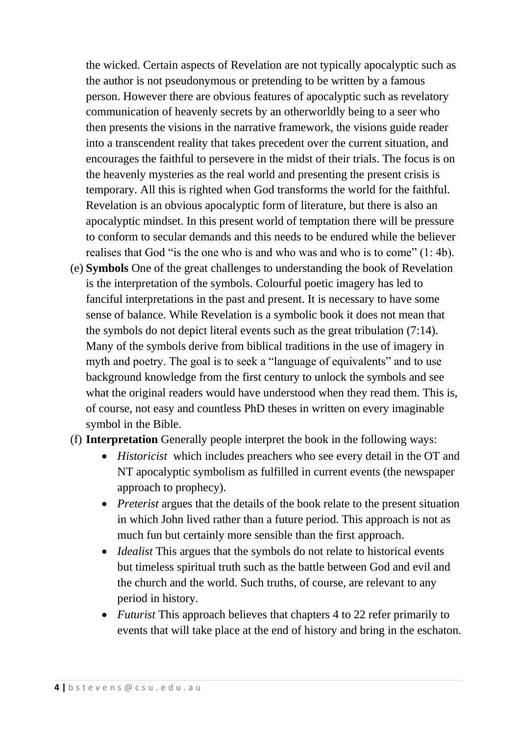the wicked. Certain aspects of Revelation are not typically apocalyptic such as the author is not pseudonymous or pretending to be written by a famous person. However there are obvious features of apocalyptic such as revelatory communication of heavenly secrets by an otherworldly being to a seer who then presents the visions in the narrative framework, the visions guide reader into a transcendent reality that takes precedent over the current situation, and encourages the faithful to persevere in the midst of their trials. The focus is on the heavenly mysteries as the real world and presenting the present crisis is temporary. All this is righted when God transforms the world for the faithful. Revelation is an obvious apocalyptic form of literature, but there is also an apocalyptic mindset. In this present world of temptation there will be pressure to conform to secular demands and this needs to be endured while the believer realises that God "is the one who is and who was and who is to come" (1: 4b).

(e) **Symbols** One of the great challenges to understanding the book of Revelation is the interpretation of the symbols. Colourful poetic imagery has led to fanciful interpretations in the past and present. It is necessary to have some sense of balance. While Revelation is a symbolic book it does not mean that the symbols do not depict literal events such as the great tribulation (7:14). Many of the symbols derive from biblical traditions in the use of imagery in myth and poetry. The goal is to seek a "language of equivalents" and to use background knowledge from the first century to unlock the symbols and see what the original readers would have understood when they read them. This is, of course, not easy and countless PhD theses in written on every imaginable symbol in the Bible.

(f) **Interpretation** Generally people interpret the book in the following ways:

- *Historicist* which includes preachers who see every detail in the OT and NT apocalyptic symbolism as fulfilled in current events (the newspaper approach to prophecy).
- *Preterist* argues that the details of the book relate to the present situation in which John lived rather than a future period. This approach is not as much fun but certainly more sensible than the first approach.
- *Idealist* This argues that the symbols do not relate to historical events but timeless spiritual truth such as the battle between God and evil and the church and the world. Such truths, of course, are relevant to any period in history.
- *Futurist* This approach believes that chapters 4 to 22 refer primarily to events that will take place at the end of history and bring in the eschaton.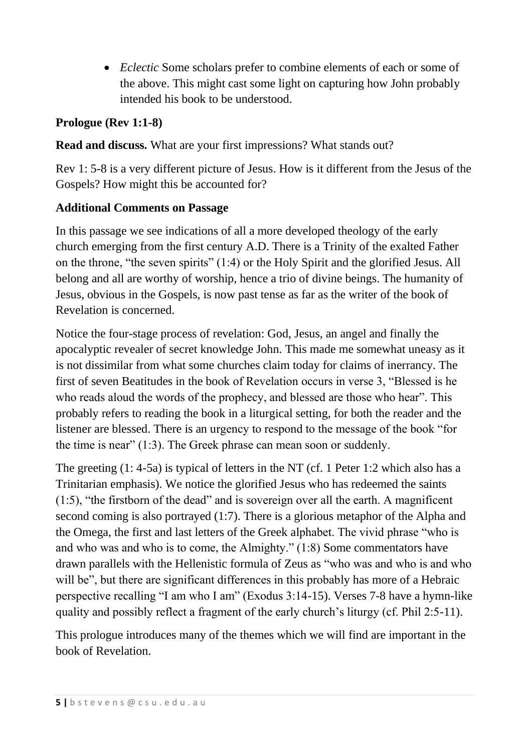- *Eclectic* Some scholars prefer to combine elements of each or some of the above. This might cast some light on capturing how John probably intended his book to be understood.

**Prologue (Rev 1:1-8)**

**Read and discuss.** What are your first impressions? What stands out?

Rev 1: 5-8 is a very different picture of Jesus. How is it different from the Jesus of the Gospels? How might this be accounted for?

**Additional Comments on Passage**

In this passage we see indications of all a more developed theology of the early church emerging from the first century A.D. There is a Trinity of the exalted Father on the throne, "the seven spirits" (1:4) or the Holy Spirit and the glorified Jesus. All belong and all are worthy of worship, hence a trio of divine beings. The humanity of Jesus, obvious in the Gospels, is now past tense as far as the writer of the book of Revelation is concerned.

Notice the four-stage process of revelation: God, Jesus, an angel and finally the apocalyptic revealer of secret knowledge John. This made me somewhat uneasy as it is not dissimilar from what some churches claim today for claims of inerrancy. The first of seven Beatitudes in the book of Revelation occurs in verse 3, "Blessed is he who reads aloud the words of the prophecy, and blessed are those who hear". This probably refers to reading the book in a liturgical setting, for both the reader and the listener are blessed. There is an urgency to respond to the message of the book "for the time is near" (1:3). The Greek phrase can mean soon or suddenly.

The greeting (1: 4-5a) is typical of letters in the NT (cf. 1 Peter 1:2 which also has a Trinitarian emphasis). We notice the glorified Jesus who has redeemed the saints (1:5), "the firstborn of the dead" and is sovereign over all the earth. A magnificent second coming is also portrayed (1:7). There is a glorious metaphor of the Alpha and the Omega, the first and last letters of the Greek alphabet. The vivid phrase "who is and who was and who is to come, the Almighty." (1:8) Some commentators have drawn parallels with the Hellenistic formula of Zeus as "who was and who is and who will be", but there are significant differences in this probably has more of a Hebraic perspective recalling "I am who I am" (Exodus 3:14-15). Verses 7-8 have a hymn-like quality and possibly reflect a fragment of the early church's liturgy (cf. Phil 2:5-11).

This prologue introduces many of the themes which we will find are important in the book of Revelation.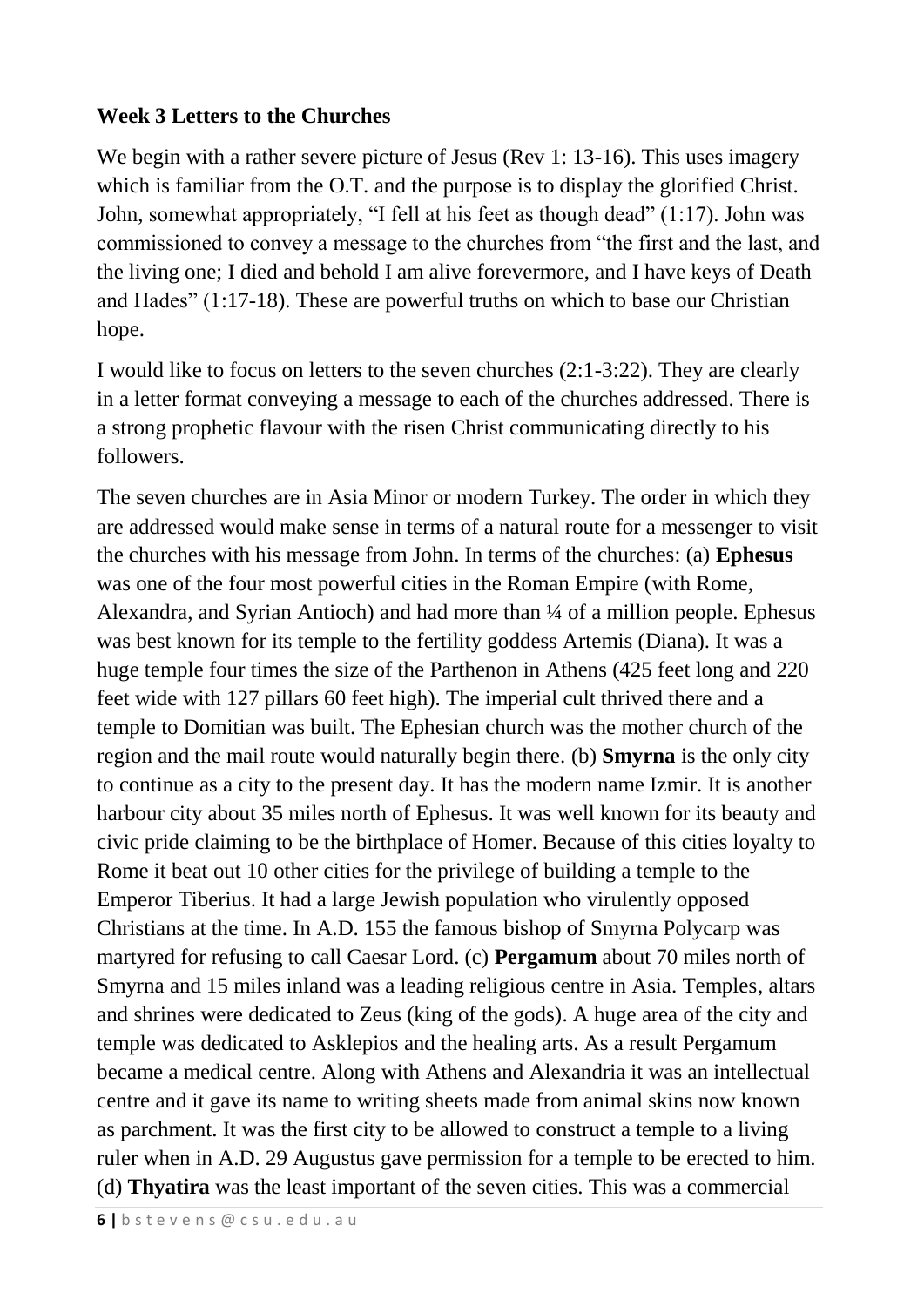**Week 3 Letters to the Churches**

We begin with a rather severe picture of Jesus (Rev 1: 13-16). This uses imagery which is familiar from the O.T. and the purpose is to display the glorified Christ. John, somewhat appropriately, "I fell at his feet as though dead" (1:17). John was commissioned to convey a message to the churches from "the first and the last, and the living one; I died and behold I am alive forevermore, and I have keys of Death and Hades" (1:17-18). These are powerful truths on which to base our Christian hope.

I would like to focus on letters to the seven churches (2:1-3:22). They are clearly in a letter format conveying a message to each of the churches addressed. There is a strong prophetic flavour with the risen Christ communicating directly to his followers.

The seven churches are in Asia Minor or modern Turkey. The order in which they are addressed would make sense in terms of a natural route for a messenger to visit the churches with his message from John. In terms of the churches: (a) **Ephesus** was one of the four most powerful cities in the Roman Empire (with Rome, Alexandra, and Syrian Antioch) and had more than ¼ of a million people. Ephesus was best known for its temple to the fertility goddess Artemis (Diana). It was a huge temple four times the size of the Parthenon in Athens (425 feet long and 220 feet wide with 127 pillars 60 feet high). The imperial cult thrived there and a temple to Domitian was built. The Ephesian church was the mother church of the region and the mail route would naturally begin there. (b) **Smyrna** is the only city to continue as a city to the present day. It has the modern name Izmir. It is another harbour city about 35 miles north of Ephesus. It was well known for its beauty and civic pride claiming to be the birthplace of Homer. Because of this cities loyalty to Rome it beat out 10 other cities for the privilege of building a temple to the Emperor Tiberius. It had a large Jewish population who virulently opposed Christians at the time. In A.D. 155 the famous bishop of Smyrna Polycarp was martyred for refusing to call Caesar Lord. (c) **Pergamum** about 70 miles north of Smyrna and 15 miles inland was a leading religious centre in Asia. Temples, altars and shrines were dedicated to Zeus (king of the gods). A huge area of the city and temple was dedicated to Asklepios and the healing arts. As a result Pergamum became a medical centre. Along with Athens and Alexandria it was an intellectual centre and it gave its name to writing sheets made from animal skins now known as parchment. It was the first city to be allowed to construct a temple to a living ruler when in A.D. 29 Augustus gave permission for a temple to be erected to him. (d) **Thyatira** was the least important of the seven cities. This was a commercial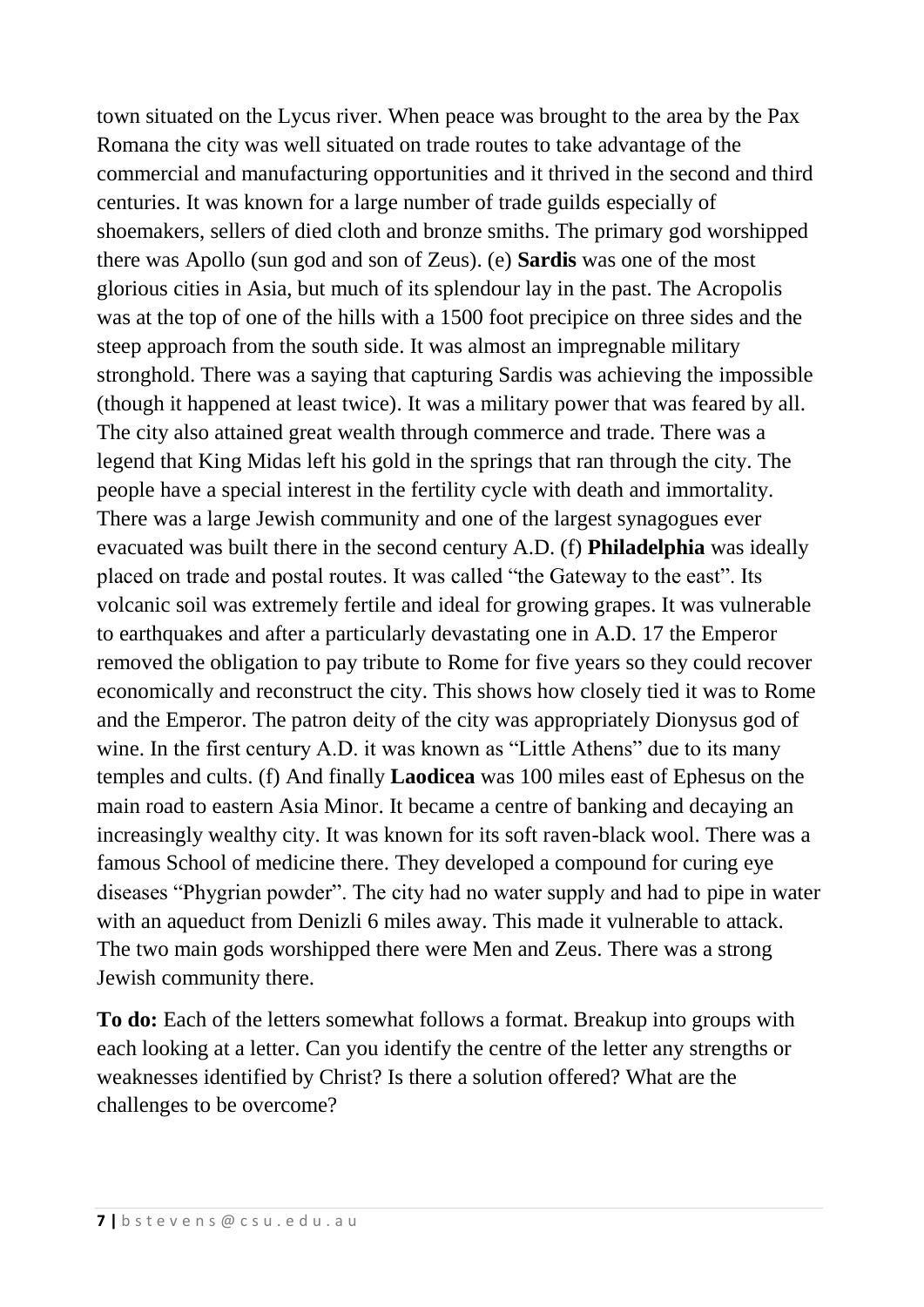town situated on the Lycus river. When peace was brought to the area by the Pax Romana the city was well situated on trade routes to take advantage of the commercial and manufacturing opportunities and it thrived in the second and third centuries. It was known for a large number of trade guilds especially of shoemakers, sellers of died cloth and bronze smiths. The primary god worshipped there was Apollo (sun god and son of Zeus). (e) **Sardis** was one of the most glorious cities in Asia, but much of its splendour lay in the past. The Acropolis was at the top of one of the hills with a 1500 foot precipice on three sides and the steep approach from the south side. It was almost an impregnable military stronghold. There was a saying that capturing Sardis was achieving the impossible (though it happened at least twice). It was a military power that was feared by all. The city also attained great wealth through commerce and trade. There was a legend that King Midas left his gold in the springs that ran through the city. The people have a special interest in the fertility cycle with death and immortality. There was a large Jewish community and one of the largest synagogues ever evacuated was built there in the second century A.D. (f) **Philadelphia** was ideally placed on trade and postal routes. It was called "the Gateway to the east". Its volcanic soil was extremely fertile and ideal for growing grapes. It was vulnerable to earthquakes and after a particularly devastating one in A.D. 17 the Emperor removed the obligation to pay tribute to Rome for five years so they could recover economically and reconstruct the city. This shows how closely tied it was to Rome and the Emperor. The patron deity of the city was appropriately Dionysus god of wine. In the first century A.D. it was known as "Little Athens" due to its many temples and cults. (f) And finally **Laodicea** was 100 miles east of Ephesus on the main road to eastern Asia Minor. It became a centre of banking and decaying an increasingly wealthy city. It was known for its soft raven-black wool. There was a famous School of medicine there. They developed a compound for curing eye diseases "Phygrian powder". The city had no water supply and had to pipe in water with an aqueduct from Denizli 6 miles away. This made it vulnerable to attack. The two main gods worshipped there were Men and Zeus. There was a strong Jewish community there.

**To do:** Each of the letters somewhat follows a format. Breakup into groups with each looking at a letter. Can you identify the centre of the letter any strengths or weaknesses identified by Christ? Is there a solution offered? What are the challenges to be overcome?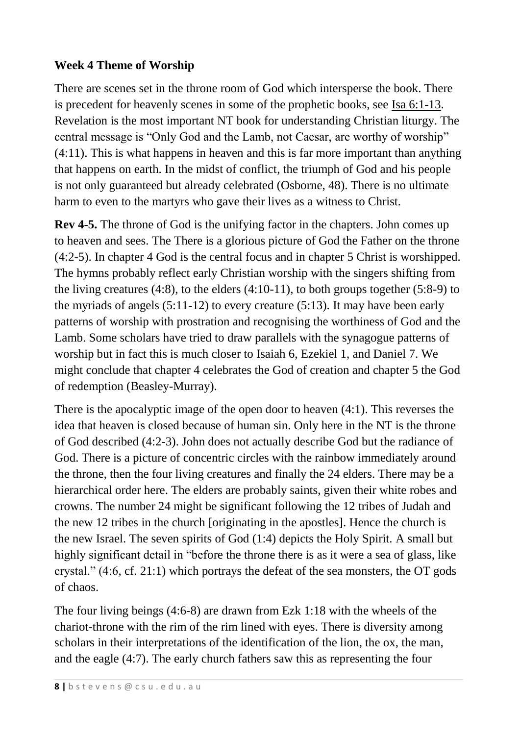**Week 4 Theme of Worship**

There are scenes set in the throne room of God which intersperse the book. There is precedent for heavenly scenes in some of the prophetic books, see Isa 6:1-13. Revelation is the most important NT book for understanding Christian liturgy. The central message is "Only God and the Lamb, not Caesar, are worthy of worship" (4:11). This is what happens in heaven and this is far more important than anything that happens on earth. In the midst of conflict, the triumph of God and his people is not only guaranteed but already celebrated (Osborne, 48). There is no ultimate harm to even to the martyrs who gave their lives as a witness to Christ.

**Rev 4-5.** The throne of God is the unifying factor in the chapters. John comes up to heaven and sees. The There is a glorious picture of God the Father on the throne (4:2-5). In chapter 4 God is the central focus and in chapter 5 Christ is worshipped. The hymns probably reflect early Christian worship with the singers shifting from the living creatures (4:8), to the elders (4:10-11), to both groups together (5:8-9) to the myriads of angels (5:11-12) to every creature (5:13). It may have been early patterns of worship with prostration and recognising the worthiness of God and the Lamb. Some scholars have tried to draw parallels with the synagogue patterns of worship but in fact this is much closer to Isaiah 6, Ezekiel 1, and Daniel 7. We might conclude that chapter 4 celebrates the God of creation and chapter 5 the God of redemption (Beasley-Murray).

There is the apocalyptic image of the open door to heaven (4:1). This reverses the idea that heaven is closed because of human sin. Only here in the NT is the throne of God described (4:2-3). John does not actually describe God but the radiance of God. There is a picture of concentric circles with the rainbow immediately around the throne, then the four living creatures and finally the 24 elders. There may be a hierarchical order here. The elders are probably saints, given their white robes and crowns. The number 24 might be significant following the 12 tribes of Judah and the new 12 tribes in the church [originating in the apostles]. Hence the church is the new Israel. The seven spirits of God (1:4) depicts the Holy Spirit. A small but highly significant detail in "before the throne there is as it were a sea of glass, like crystal." (4:6, cf. 21:1) which portrays the defeat of the sea monsters, the OT gods of chaos.

The four living beings (4:6-8) are drawn from Ezk 1:18 with the wheels of the chariot-throne with the rim of the rim lined with eyes. There is diversity among scholars in their interpretations of the identification of the lion, the ox, the man, and the eagle (4:7). The early church fathers saw this as representing the four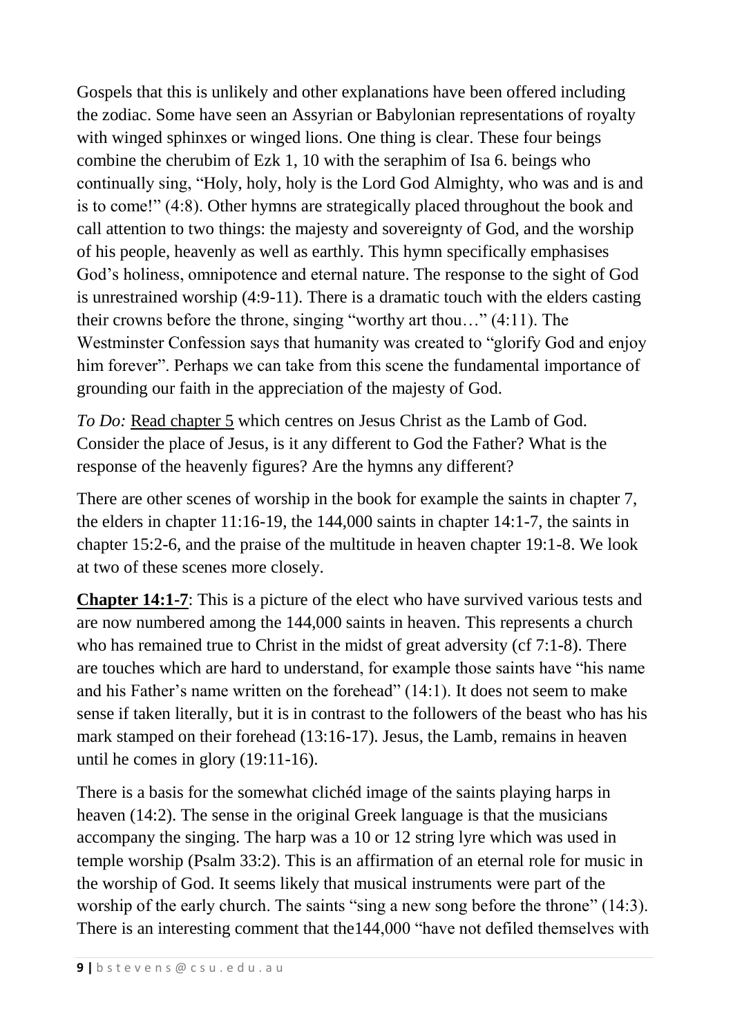Gospels that this is unlikely and other explanations have been offered including the zodiac. Some have seen an Assyrian or Babylonian representations of royalty with winged sphinxes or winged lions. One thing is clear. These four beings combine the cherubim of Ezk 1, 10 with the seraphim of Isa 6. beings who continually sing, "Holy, holy, holy is the Lord God Almighty, who was and is and is to come!" (4:8). Other hymns are strategically placed throughout the book and call attention to two things: the majesty and sovereignty of God, and the worship of his people, heavenly as well as earthly. This hymn specifically emphasises God's holiness, omnipotence and eternal nature. The response to the sight of God is unrestrained worship (4:9-11). There is a dramatic touch with the elders casting their crowns before the throne, singing "worthy art thou…" (4:11). The Westminster Confession says that humanity was created to "glorify God and enjoy him forever". Perhaps we can take from this scene the fundamental importance of grounding our faith in the appreciation of the majesty of God.

*To Do:* Read chapter 5 which centres on Jesus Christ as the Lamb of God. Consider the place of Jesus, is it any different to God the Father? What is the response of the heavenly figures? Are the hymns any different?

There are other scenes of worship in the book for example the saints in chapter 7, the elders in chapter 11:16-19, the 144,000 saints in chapter 14:1-7, the saints in chapter 15:2-6, and the praise of the multitude in heaven chapter 19:1-8. We look at two of these scenes more closely.

**Chapter 14:1-7**: This is a picture of the elect who have survived various tests and are now numbered among the 144,000 saints in heaven. This represents a church who has remained true to Christ in the midst of great adversity (cf 7:1-8). There are touches which are hard to understand, for example those saints have "his name and his Father's name written on the forehead" (14:1). It does not seem to make sense if taken literally, but it is in contrast to the followers of the beast who has his mark stamped on their forehead (13:16-17). Jesus, the Lamb, remains in heaven until he comes in glory (19:11-16).

There is a basis for the somewhat clichéd image of the saints playing harps in heaven (14:2). The sense in the original Greek language is that the musicians accompany the singing. The harp was a 10 or 12 string lyre which was used in temple worship (Psalm 33:2). This is an affirmation of an eternal role for music in the worship of God. It seems likely that musical instruments were part of the worship of the early church. The saints "sing a new song before the throne" (14:3). There is an interesting comment that the144,000 "have not defiled themselves with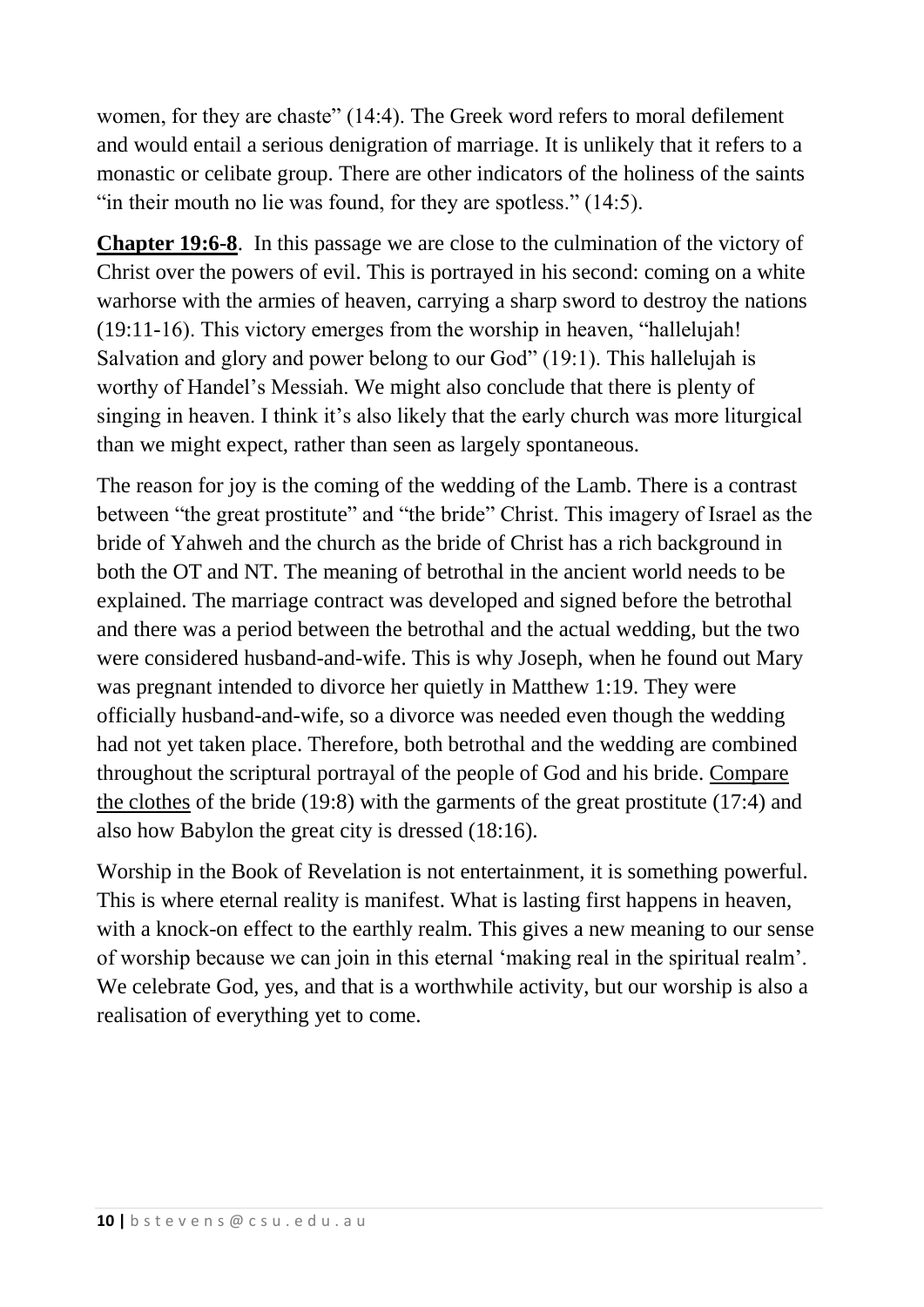women, for they are chaste" (14:4). The Greek word refers to moral defilement and would entail a serious denigration of marriage. It is unlikely that it refers to a monastic or celibate group. There are other indicators of the holiness of the saints "in their mouth no lie was found, for they are spotless." (14:5).

**Chapter 19:6-8**. In this passage we are close to the culmination of the victory of Christ over the powers of evil. This is portrayed in his second: coming on a white warhorse with the armies of heaven, carrying a sharp sword to destroy the nations (19:11-16). This victory emerges from the worship in heaven, "hallelujah! Salvation and glory and power belong to our God" (19:1). This hallelujah is worthy of Handel's Messiah. We might also conclude that there is plenty of singing in heaven. I think it's also likely that the early church was more liturgical than we might expect, rather than seen as largely spontaneous.

The reason for joy is the coming of the wedding of the Lamb. There is a contrast between "the great prostitute" and "the bride" Christ. This imagery of Israel as the bride of Yahweh and the church as the bride of Christ has a rich background in both the OT and NT. The meaning of betrothal in the ancient world needs to be explained. The marriage contract was developed and signed before the betrothal and there was a period between the betrothal and the actual wedding, but the two were considered husband-and-wife. This is why Joseph, when he found out Mary was pregnant intended to divorce her quietly in Matthew 1:19. They were officially husband-and-wife, so a divorce was needed even though the wedding had not yet taken place. Therefore, both betrothal and the wedding are combined throughout the scriptural portrayal of the people of God and his bride. Compare the clothes of the bride (19:8) with the garments of the great prostitute (17:4) and also how Babylon the great city is dressed (18:16).

Worship in the Book of Revelation is not entertainment, it is something powerful. This is where eternal reality is manifest. What is lasting first happens in heaven, with a knock-on effect to the earthly realm. This gives a new meaning to our sense of worship because we can join in this eternal 'making real in the spiritual realm'. We celebrate God, yes, and that is a worthwhile activity, but our worship is also a realisation of everything yet to come.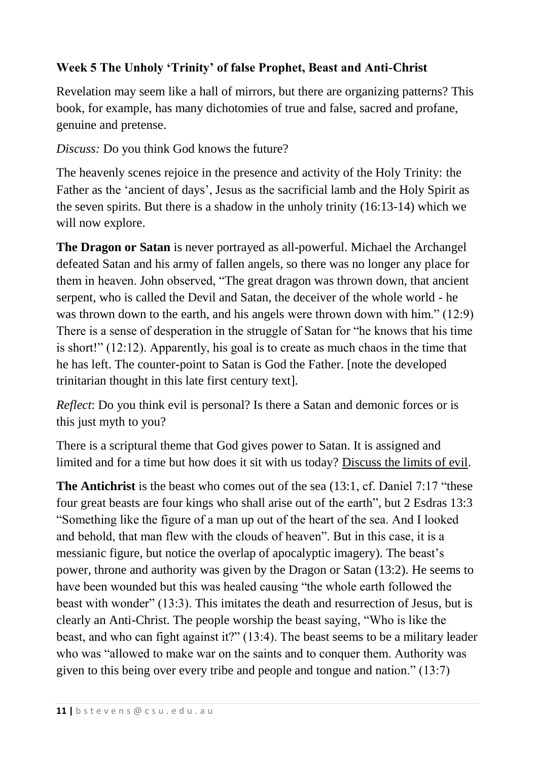**Week 5 The Unholy 'Trinity' of false Prophet, Beast and Anti-Christ**

Revelation may seem like a hall of mirrors, but there are organizing patterns? This book, for example, has many dichotomies of true and false, sacred and profane, genuine and pretense.

*Discuss:* Do you think God knows the future?

The heavenly scenes rejoice in the presence and activity of the Holy Trinity: the Father as the 'ancient of days', Jesus as the sacrificial lamb and the Holy Spirit as the seven spirits. But there is a shadow in the unholy trinity (16:13-14) which we will now explore.

**The Dragon or Satan** is never portrayed as all-powerful. Michael the Archangel defeated Satan and his army of fallen angels, so there was no longer any place for them in heaven. John observed, "The great dragon was thrown down, that ancient serpent, who is called the Devil and Satan, the deceiver of the whole world - he was thrown down to the earth, and his angels were thrown down with him." (12:9) There is a sense of desperation in the struggle of Satan for "he knows that his time is short!" (12:12). Apparently, his goal is to create as much chaos in the time that he has left. The counter-point to Satan is God the Father. [note the developed trinitarian thought in this late first century text].

*Reflect*: Do you think evil is personal? Is there a Satan and demonic forces or is this just myth to you?

There is a scriptural theme that God gives power to Satan. It is assigned and limited and for a time but how does it sit with us today? <u>Discuss the limits of evil</u>.

**The Antichrist** is the beast who comes out of the sea (13:1, cf. Daniel 7:17 "these four great beasts are four kings who shall arise out of the earth", but 2 Esdras 13:3 "Something like the figure of a man up out of the heart of the sea. And I looked and behold, that man flew with the clouds of heaven". But in this case, it is a messianic figure, but notice the overlap of apocalyptic imagery). The beast's power, throne and authority was given by the Dragon or Satan (13:2). He seems to have been wounded but this was healed causing "the whole earth followed the beast with wonder" (13:3). This imitates the death and resurrection of Jesus, but is clearly an Anti-Christ. The people worship the beast saying, "Who is like the beast, and who can fight against it?" (13:4). The beast seems to be a military leader who was "allowed to make war on the saints and to conquer them. Authority was given to this being over every tribe and people and tongue and nation." (13:7)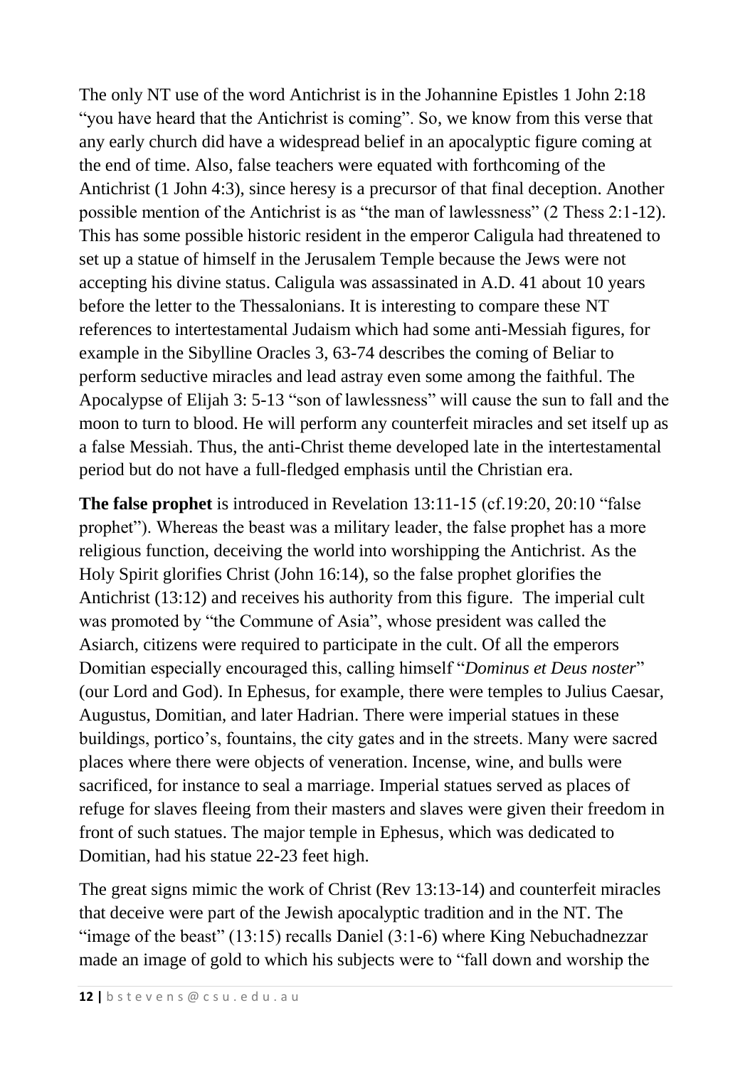The only NT use of the word Antichrist is in the Johannine Epistles 1 John 2:18 "you have heard that the Antichrist is coming". So, we know from this verse that any early church did have a widespread belief in an apocalyptic figure coming at the end of time. Also, false teachers were equated with forthcoming of the Antichrist (1 John 4:3), since heresy is a precursor of that final deception. Another possible mention of the Antichrist is as "the man of lawlessness" (2 Thess 2:1-12). This has some possible historic resident in the emperor Caligula had threatened to set up a statue of himself in the Jerusalem Temple because the Jews were not accepting his divine status. Caligula was assassinated in A.D. 41 about 10 years before the letter to the Thessalonians. It is interesting to compare these NT references to intertestamental Judaism which had some anti-Messiah figures, for example in the Sibylline Oracles 3, 63-74 describes the coming of Beliar to perform seductive miracles and lead astray even some among the faithful. The Apocalypse of Elijah 3: 5-13 "son of lawlessness" will cause the sun to fall and the moon to turn to blood. He will perform any counterfeit miracles and set itself up as a false Messiah. Thus, the anti-Christ theme developed late in the intertestamental period but do not have a full-fledged emphasis until the Christian era.

**The false prophet** is introduced in Revelation 13:11-15 (cf.19:20, 20:10 "false prophet"). Whereas the beast was a military leader, the false prophet has a more religious function, deceiving the world into worshipping the Antichrist. As the Holy Spirit glorifies Christ (John 16:14), so the false prophet glorifies the Antichrist (13:12) and receives his authority from this figure. The imperial cult was promoted by "the Commune of Asia", whose president was called the Asiarch, citizens were required to participate in the cult. Of all the emperors Domitian especially encouraged this, calling himself "*Dominus et Deus noster*" (our Lord and God). In Ephesus, for example, there were temples to Julius Caesar, Augustus, Domitian, and later Hadrian. There were imperial statues in these buildings, portico's, fountains, the city gates and in the streets. Many were sacred places where there were objects of veneration. Incense, wine, and bulls were sacrificed, for instance to seal a marriage. Imperial statues served as places of refuge for slaves fleeing from their masters and slaves were given their freedom in front of such statues. The major temple in Ephesus, which was dedicated to Domitian, had his statue 22-23 feet high.

The great signs mimic the work of Christ (Rev 13:13-14) and counterfeit miracles that deceive were part of the Jewish apocalyptic tradition and in the NT. The "image of the beast" (13:15) recalls Daniel (3:1-6) where King Nebuchadnezzar made an image of gold to which his subjects were to "fall down and worship the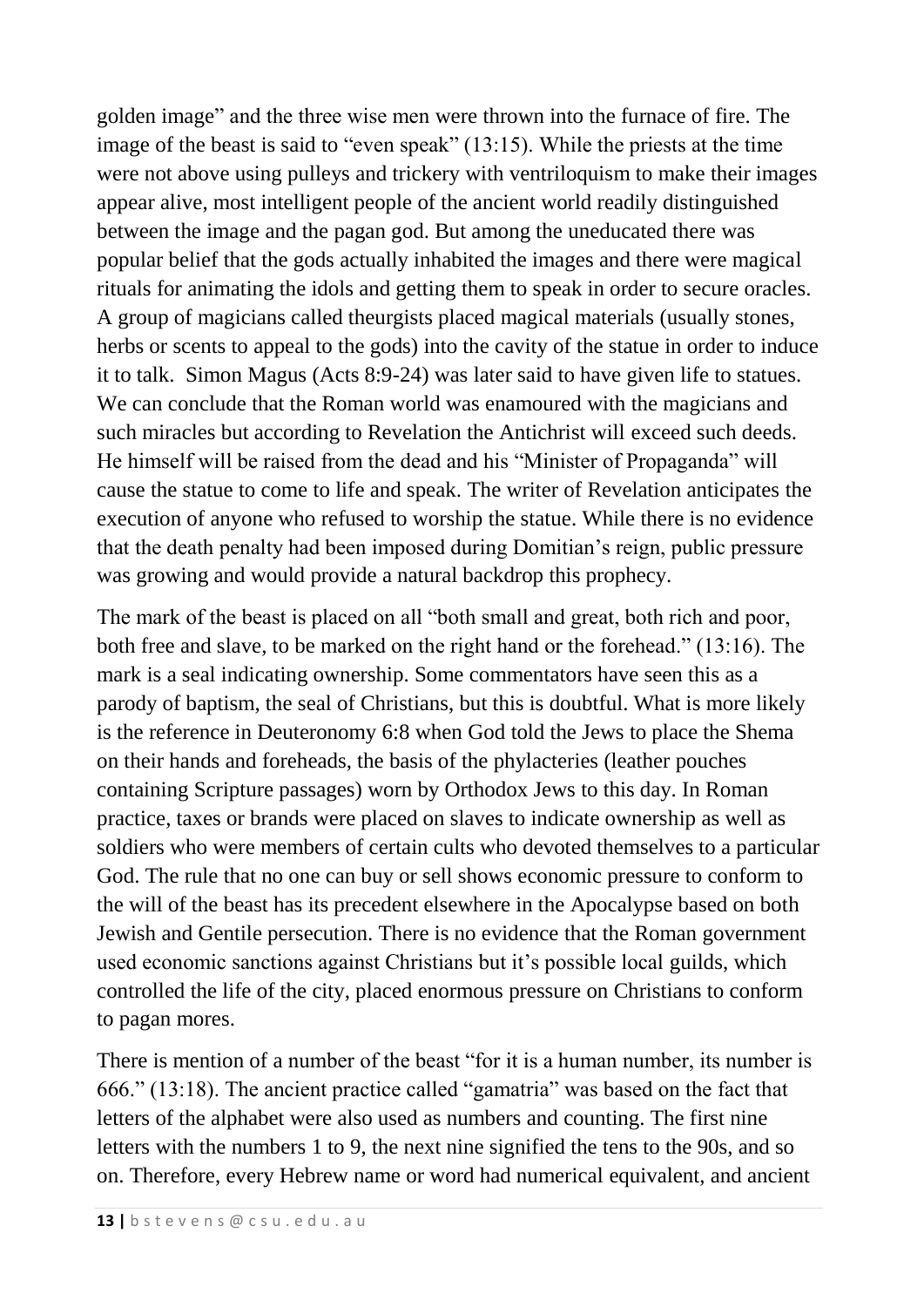golden image" and the three wise men were thrown into the furnace of fire. The image of the beast is said to "even speak" (13:15). While the priests at the time were not above using pulleys and trickery with ventriloquism to make their images appear alive, most intelligent people of the ancient world readily distinguished between the image and the pagan god. But among the uneducated there was popular belief that the gods actually inhabited the images and there were magical rituals for animating the idols and getting them to speak in order to secure oracles. A group of magicians called theurgists placed magical materials (usually stones, herbs or scents to appeal to the gods) into the cavity of the statue in order to induce it to talk. Simon Magus (Acts 8:9-24) was later said to have given life to statues. We can conclude that the Roman world was enamoured with the magicians and such miracles but according to Revelation the Antichrist will exceed such deeds. He himself will be raised from the dead and his "Minister of Propaganda" will cause the statue to come to life and speak. The writer of Revelation anticipates the execution of anyone who refused to worship the statue. While there is no evidence that the death penalty had been imposed during Domitian's reign, public pressure was growing and would provide a natural backdrop this prophecy.

The mark of the beast is placed on all "both small and great, both rich and poor, both free and slave, to be marked on the right hand or the forehead." (13:16). The mark is a seal indicating ownership. Some commentators have seen this as a parody of baptism, the seal of Christians, but this is doubtful. What is more likely is the reference in Deuteronomy 6:8 when God told the Jews to place the Shema on their hands and foreheads, the basis of the phylacteries (leather pouches containing Scripture passages) worn by Orthodox Jews to this day. In Roman practice, taxes or brands were placed on slaves to indicate ownership as well as soldiers who were members of certain cults who devoted themselves to a particular God. The rule that no one can buy or sell shows economic pressure to conform to the will of the beast has its precedent elsewhere in the Apocalypse based on both Jewish and Gentile persecution. There is no evidence that the Roman government used economic sanctions against Christians but it's possible local guilds, which controlled the life of the city, placed enormous pressure on Christians to conform to pagan mores.

There is mention of a number of the beast "for it is a human number, its number is 666." (13:18). The ancient practice called "gamatria" was based on the fact that letters of the alphabet were also used as numbers and counting. The first nine letters with the numbers 1 to 9, the next nine signified the tens to the 90s, and so on. Therefore, every Hebrew name or word had numerical equivalent, and ancient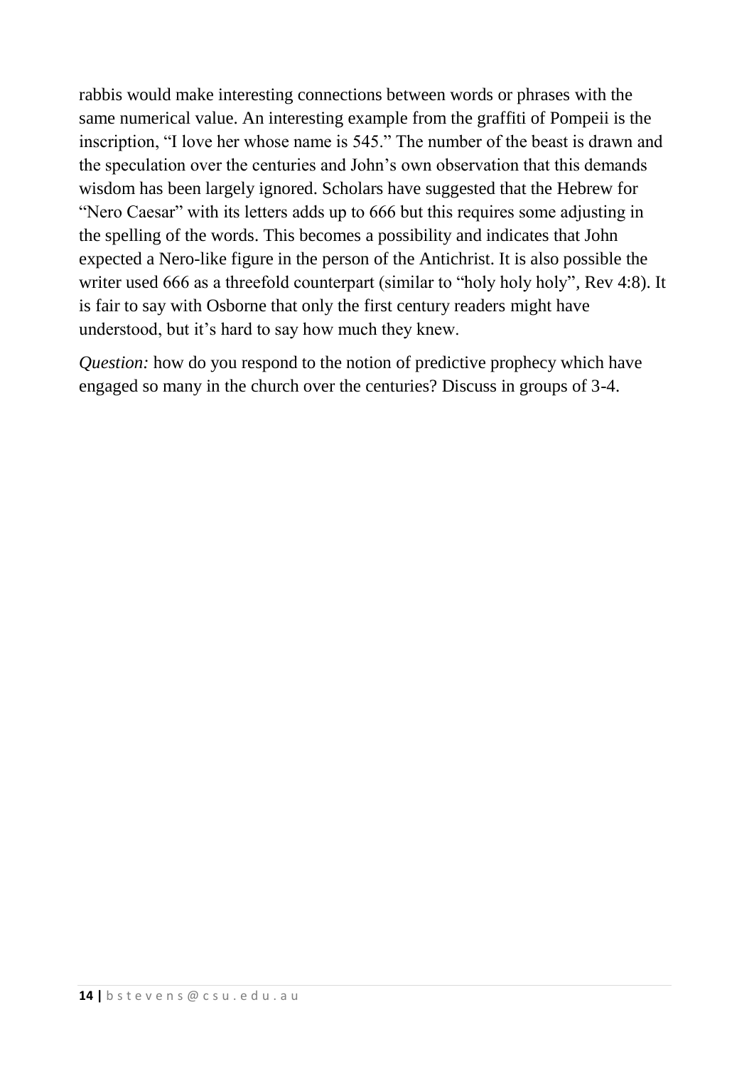rabbis would make interesting connections between words or phrases with the same numerical value. An interesting example from the graffiti of Pompeii is the inscription, "I love her whose name is 545." The number of the beast is drawn and the speculation over the centuries and John's own observation that this demands wisdom has been largely ignored. Scholars have suggested that the Hebrew for "Nero Caesar" with its letters adds up to 666 but this requires some adjusting in the spelling of the words. This becomes a possibility and indicates that John expected a Nero-like figure in the person of the Antichrist. It is also possible the writer used 666 as a threefold counterpart (similar to "holy holy holy", Rev 4:8). It is fair to say with Osborne that only the first century readers might have understood, but it's hard to say how much they knew.

*Question:* how do you respond to the notion of predictive prophecy which have engaged so many in the church over the centuries? Discuss in groups of 3-4.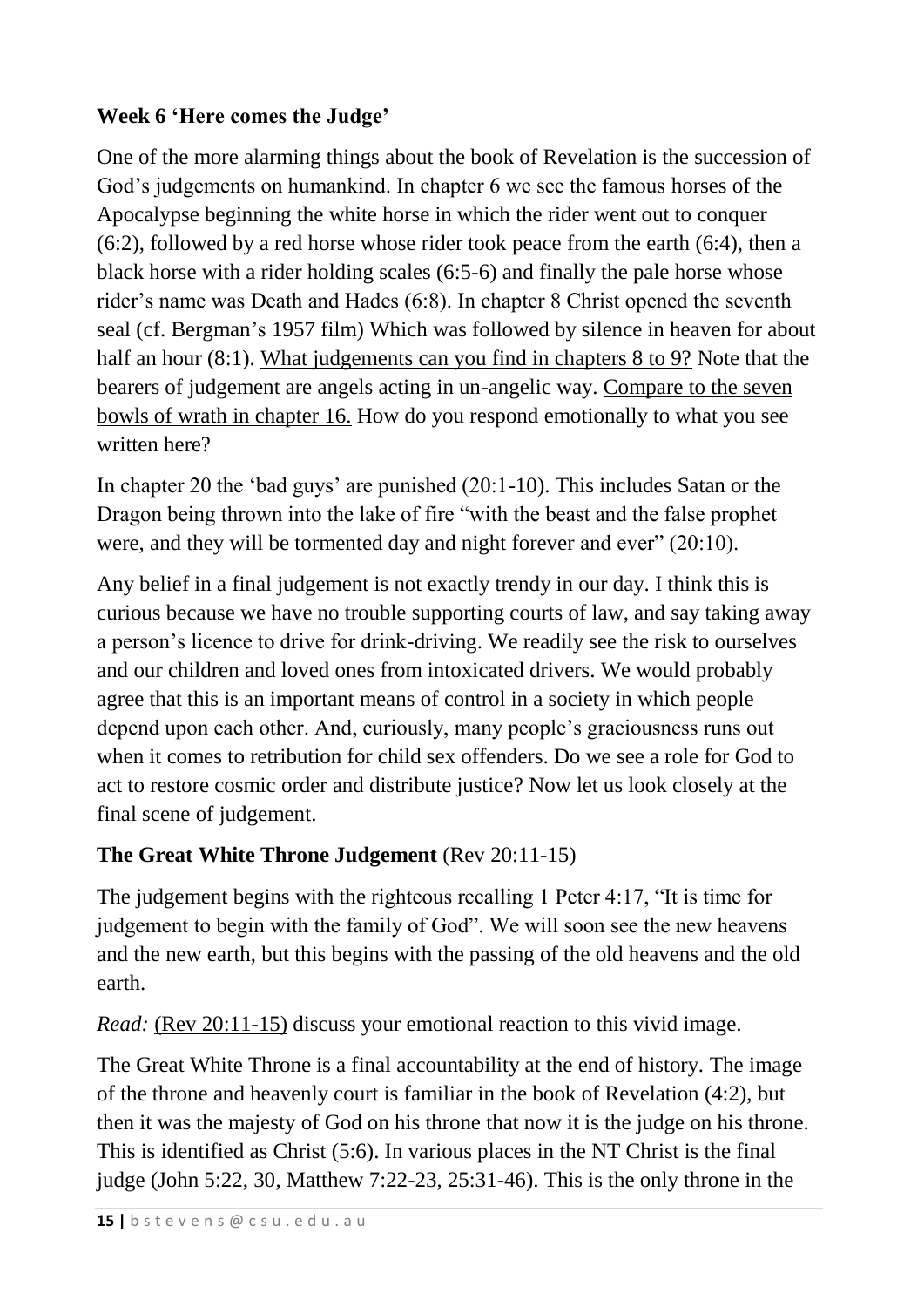**Week 6 'Here comes the Judge'**

One of the more alarming things about the book of Revelation is the succession of God's judgements on humankind. In chapter 6 we see the famous horses of the Apocalypse beginning the white horse in which the rider went out to conquer (6:2), followed by a red horse whose rider took peace from the earth (6:4), then a black horse with a rider holding scales (6:5-6) and finally the pale horse whose rider's name was Death and Hades (6:8). In chapter 8 Christ opened the seventh seal (cf. Bergman's 1957 film) Which was followed by silence in heaven for about half an hour (8:1). <u>What judgements can you find in chapters 8 to 9?</u> Note that the bearers of judgement are angels acting in un-angelic way. <u>Compare to the seven bowls of wrath in chapter 16.</u> How do you respond emotionally to what you see written here?

In chapter 20 the 'bad guys' are punished (20:1-10). This includes Satan or the Dragon being thrown into the lake of fire "with the beast and the false prophet were, and they will be tormented day and night forever and ever" (20:10).

Any belief in a final judgement is not exactly trendy in our day. I think this is curious because we have no trouble supporting courts of law, and say taking away a person's licence to drive for drink-driving. We readily see the risk to ourselves and our children and loved ones from intoxicated drivers. We would probably agree that this is an important means of control in a society in which people depend upon each other. And, curiously, many people's graciousness runs out when it comes to retribution for child sex offenders. Do we see a role for God to act to restore cosmic order and distribute justice? Now let us look closely at the final scene of judgement.

**The Great White Throne Judgement** (Rev 20:11-15)

The judgement begins with the righteous recalling 1 Peter 4:17, "It is time for judgement to begin with the family of God". We will soon see the new heavens and the new earth, but this begins with the passing of the old heavens and the old earth.

*Read:* <u>(Rev 20:11-15)</u> discuss your emotional reaction to this vivid image.

The Great White Throne is a final accountability at the end of history. The image of the throne and heavenly court is familiar in the book of Revelation (4:2), but then it was the majesty of God on his throne that now it is the judge on his throne. This is identified as Christ (5:6). In various places in the NT Christ is the final judge (John 5:22, 30, Matthew 7:22-23, 25:31-46). This is the only throne in the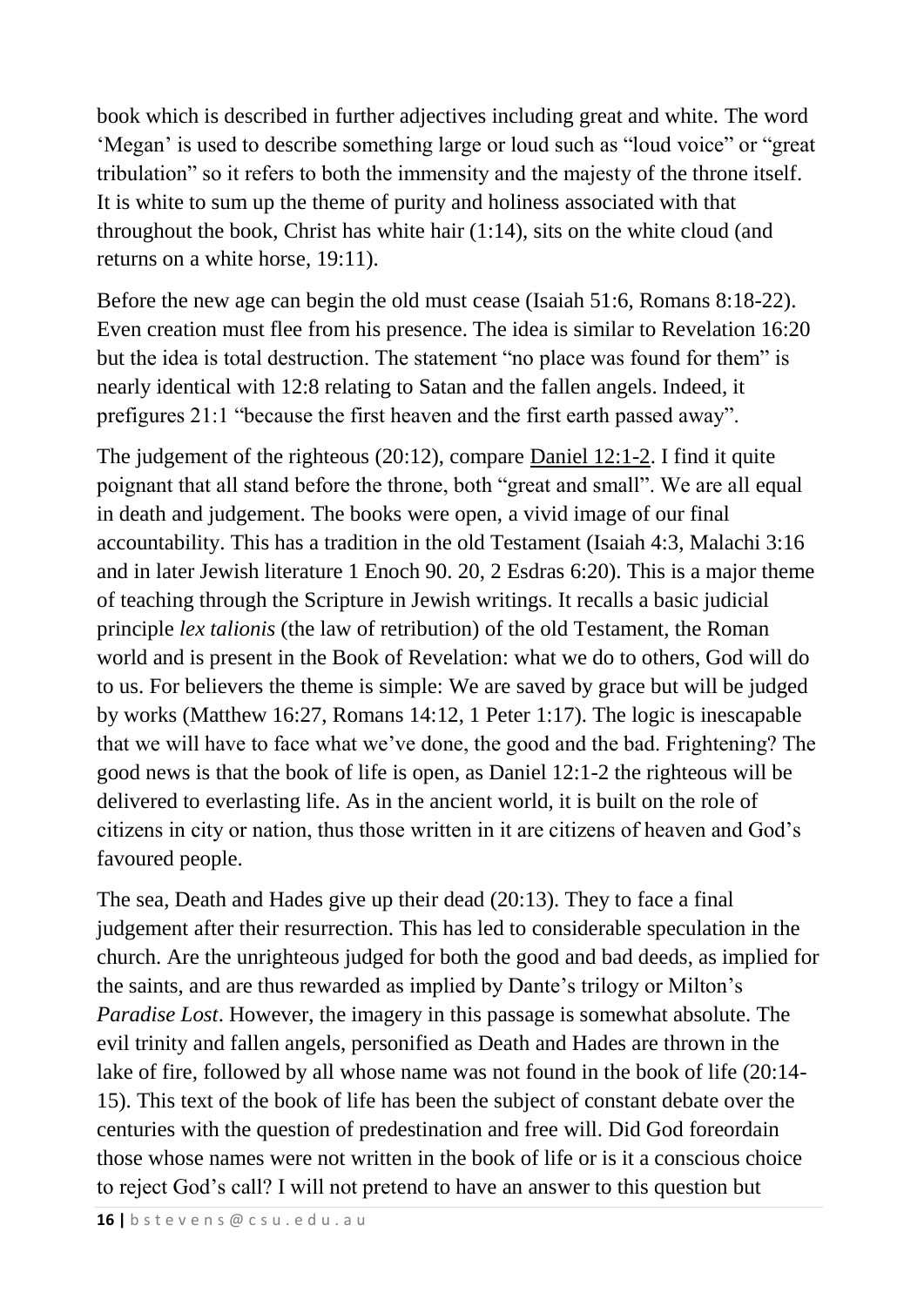book which is described in further adjectives including great and white. The word 'Megan' is used to describe something large or loud such as "loud voice" or "great tribulation" so it refers to both the immensity and the majesty of the throne itself. It is white to sum up the theme of purity and holiness associated with that throughout the book, Christ has white hair (1:14), sits on the white cloud (and returns on a white horse, 19:11).

Before the new age can begin the old must cease (Isaiah 51:6, Romans 8:18-22). Even creation must flee from his presence. The idea is similar to Revelation 16:20 but the idea is total destruction. The statement "no place was found for them" is nearly identical with 12:8 relating to Satan and the fallen angels. Indeed, it prefigures 21:1 "because the first heaven and the first earth passed away".

The judgement of the righteous (20:12), compare Daniel 12:1-2. I find it quite poignant that all stand before the throne, both "great and small". We are all equal in death and judgement. The books were open, a vivid image of our final accountability. This has a tradition in the old Testament (Isaiah 4:3, Malachi 3:16 and in later Jewish literature 1 Enoch 90. 20, 2 Esdras 6:20). This is a major theme of teaching through the Scripture in Jewish writings. It recalls a basic judicial principle *lex talionis* (the law of retribution) of the old Testament, the Roman world and is present in the Book of Revelation: what we do to others, God will do to us. For believers the theme is simple: We are saved by grace but will be judged by works (Matthew 16:27, Romans 14:12, 1 Peter 1:17). The logic is inescapable that we will have to face what we've done, the good and the bad. Frightening? The good news is that the book of life is open, as Daniel 12:1-2 the righteous will be delivered to everlasting life. As in the ancient world, it is built on the role of citizens in city or nation, thus those written in it are citizens of heaven and God's favoured people.

The sea, Death and Hades give up their dead (20:13). They to face a final judgement after their resurrection. This has led to considerable speculation in the church. Are the unrighteous judged for both the good and bad deeds, as implied for the saints, and are thus rewarded as implied by Dante's trilogy or Milton's *Paradise Lost*. However, the imagery in this passage is somewhat absolute. The evil trinity and fallen angels, personified as Death and Hades are thrown in the lake of fire, followed by all whose name was not found in the book of life (20:14-15). This text of the book of life has been the subject of constant debate over the centuries with the question of predestination and free will. Did God foreordain those whose names were not written in the book of life or is it a conscious choice to reject God's call? I will not pretend to have an answer to this question but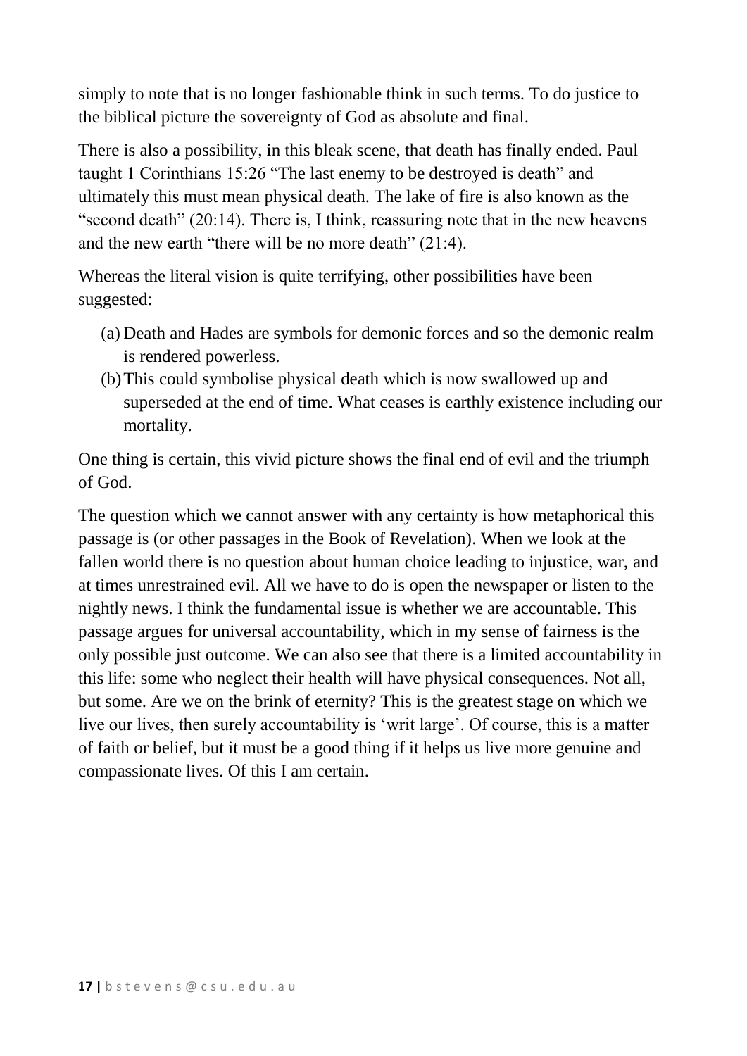simply to note that is no longer fashionable think in such terms. To do justice to the biblical picture the sovereignty of God as absolute and final.

There is also a possibility, in this bleak scene, that death has finally ended. Paul taught 1 Corinthians 15:26 “The last enemy to be destroyed is death” and ultimately this must mean physical death. The lake of fire is also known as the “second death” (20:14). There is, I think, reassuring note that in the new heavens and the new earth “there will be no more death” (21:4).

Whereas the literal vision is quite terrifying, other possibilities have been suggested:

(a) Death and Hades are symbols for demonic forces and so the demonic realm is rendered powerless.
(b) This could symbolise physical death which is now swallowed up and superseded at the end of time. What ceases is earthly existence including our mortality.

One thing is certain, this vivid picture shows the final end of evil and the triumph of God.

The question which we cannot answer with any certainty is how metaphorical this passage is (or other passages in the Book of Revelation). When we look at the fallen world there is no question about human choice leading to injustice, war, and at times unrestrained evil. All we have to do is open the newspaper or listen to the nightly news. I think the fundamental issue is whether we are accountable. This passage argues for universal accountability, which in my sense of fairness is the only possible just outcome. We can also see that there is a limited accountability in this life: some who neglect their health will have physical consequences. Not all, but some. Are we on the brink of eternity? This is the greatest stage on which we live our lives, then surely accountability is ‘writ large’. Of course, this is a matter of faith or belief, but it must be a good thing if it helps us live more genuine and compassionate lives. Of this I am certain.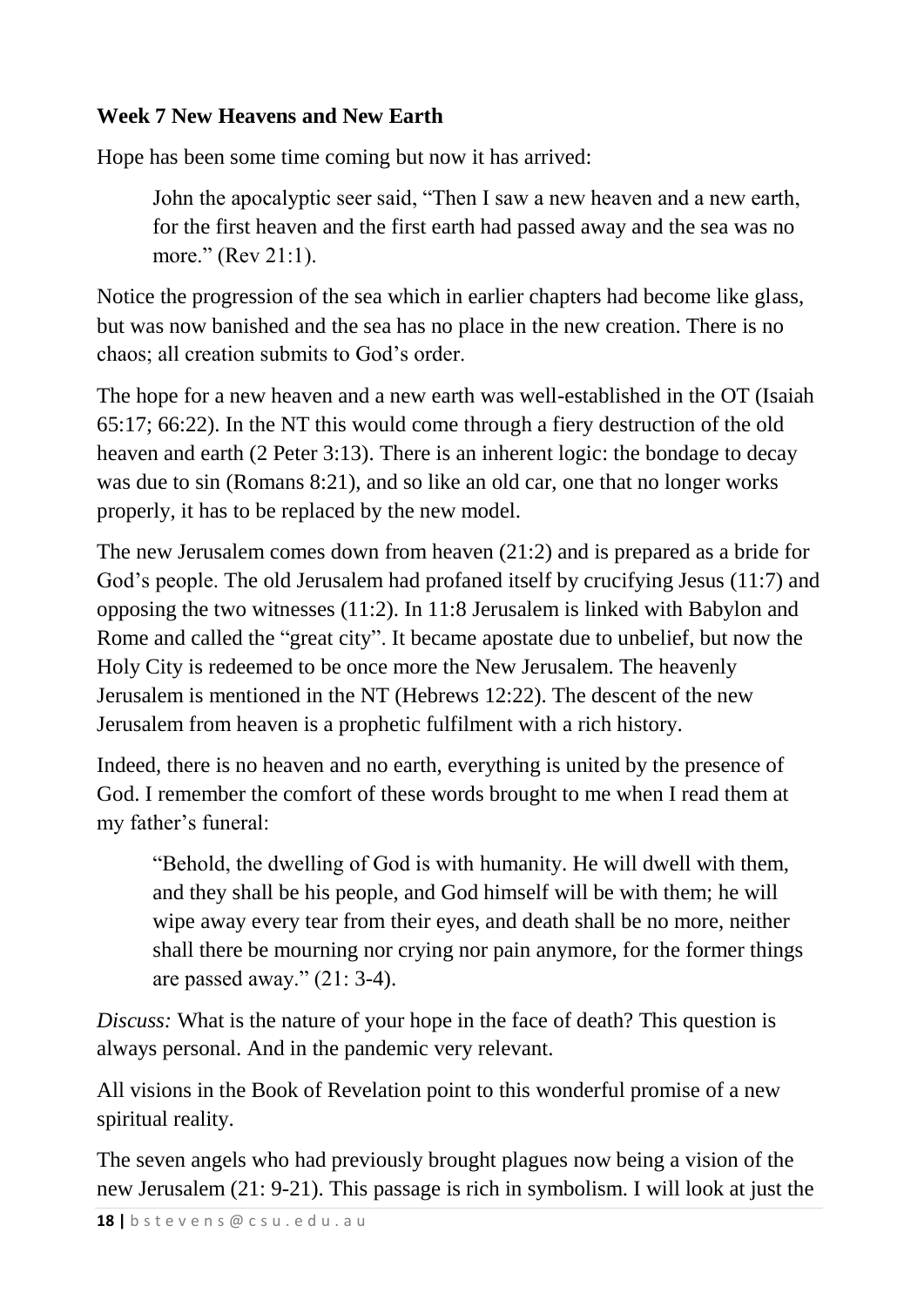**Week 7 New Heavens and New Earth**

Hope has been some time coming but now it has arrived:

> John the apocalyptic seer said, "Then I saw a new heaven and a new earth, for the first heaven and the first earth had passed away and the sea was no more." (Rev 21:1).

Notice the progression of the sea which in earlier chapters had become like glass, but was now banished and the sea has no place in the new creation. There is no chaos; all creation submits to God's order.

The hope for a new heaven and a new earth was well-established in the OT (Isaiah 65:17; 66:22). In the NT this would come through a fiery destruction of the old heaven and earth (2 Peter 3:13). There is an inherent logic: the bondage to decay was due to sin (Romans 8:21), and so like an old car, one that no longer works properly, it has to be replaced by the new model.

The new Jerusalem comes down from heaven (21:2) and is prepared as a bride for God's people. The old Jerusalem had profaned itself by crucifying Jesus (11:7) and opposing the two witnesses (11:2). In 11:8 Jerusalem is linked with Babylon and Rome and called the "great city". It became apostate due to unbelief, but now the Holy City is redeemed to be once more the New Jerusalem. The heavenly Jerusalem is mentioned in the NT (Hebrews 12:22). The descent of the new Jerusalem from heaven is a prophetic fulfilment with a rich history.

Indeed, there is no heaven and no earth, everything is united by the presence of God. I remember the comfort of these words brought to me when I read them at my father's funeral:

> "Behold, the dwelling of God is with humanity. He will dwell with them, and they shall be his people, and God himself will be with them; he will wipe away every tear from their eyes, and death shall be no more, neither shall there be mourning nor crying nor pain anymore, for the former things are passed away." (21: 3-4).

*Discuss:* What is the nature of your hope in the face of death? This question is always personal. And in the pandemic very relevant.

All visions in the Book of Revelation point to this wonderful promise of a new spiritual reality.

The seven angels who had previously brought plagues now being a vision of the new Jerusalem (21: 9-21). This passage is rich in symbolism. I will look at just the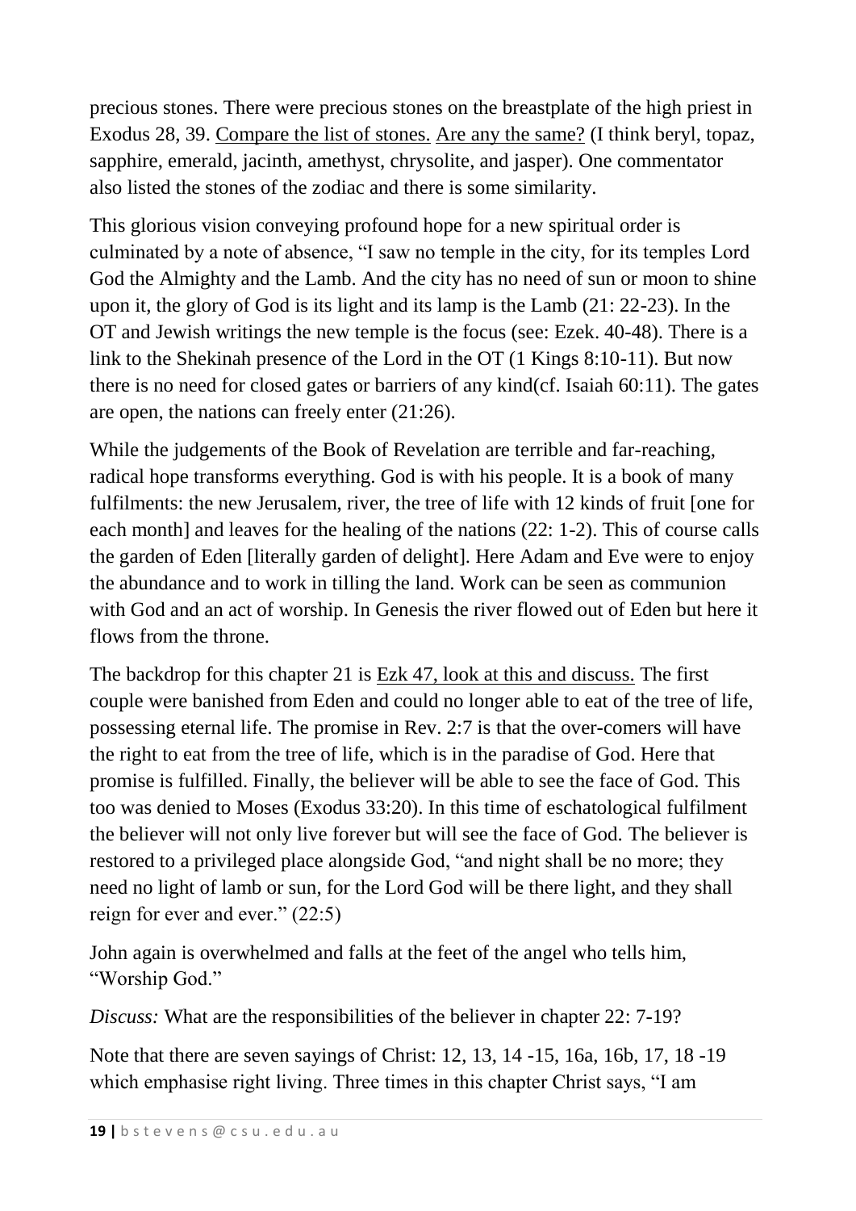precious stones. There were precious stones on the breastplate of the high priest in Exodus 28, 39. <u>Compare the list of stones.</u> <u>Are any the same?</u> (I think beryl, topaz, sapphire, emerald, jacinth, amethyst, chrysolite, and jasper). One commentator also listed the stones of the zodiac and there is some similarity.

This glorious vision conveying profound hope for a new spiritual order is culminated by a note of absence, "I saw no temple in the city, for its temples Lord God the Almighty and the Lamb. And the city has no need of sun or moon to shine upon it, the glory of God is its light and its lamp is the Lamb (21: 22-23). In the OT and Jewish writings the new temple is the focus (see: Ezek. 40-48). There is a link to the Shekinah presence of the Lord in the OT (1 Kings 8:10-11). But now there is no need for closed gates or barriers of any kind(cf. Isaiah 60:11). The gates are open, the nations can freely enter (21:26).

While the judgements of the Book of Revelation are terrible and far-reaching, radical hope transforms everything. God is with his people. It is a book of many fulfilments: the new Jerusalem, river, the tree of life with 12 kinds of fruit [one for each month] and leaves for the healing of the nations (22: 1-2). This of course calls the garden of Eden [literally garden of delight]. Here Adam and Eve were to enjoy the abundance and to work in tilling the land. Work can be seen as communion with God and an act of worship. In Genesis the river flowed out of Eden but here it flows from the throne.

The backdrop for this chapter 21 is <u>Ezk 47, look at this and discuss.</u> The first couple were banished from Eden and could no longer able to eat of the tree of life, possessing eternal life. The promise in Rev. 2:7 is that the over-comers will have the right to eat from the tree of life, which is in the paradise of God. Here that promise is fulfilled. Finally, the believer will be able to see the face of God. This too was denied to Moses (Exodus 33:20). In this time of eschatological fulfilment the believer will not only live forever but will see the face of God. The believer is restored to a privileged place alongside God, "and night shall be no more; they need no light of lamb or sun, for the Lord God will be there light, and they shall reign for ever and ever." (22:5)

John again is overwhelmed and falls at the feet of the angel who tells him, "Worship God."

*Discuss:* What are the responsibilities of the believer in chapter 22: 7-19?

Note that there are seven sayings of Christ: 12, 13, 14 -15, 16a, 16b, 17, 18 -19 which emphasise right living. Three times in this chapter Christ says, "I am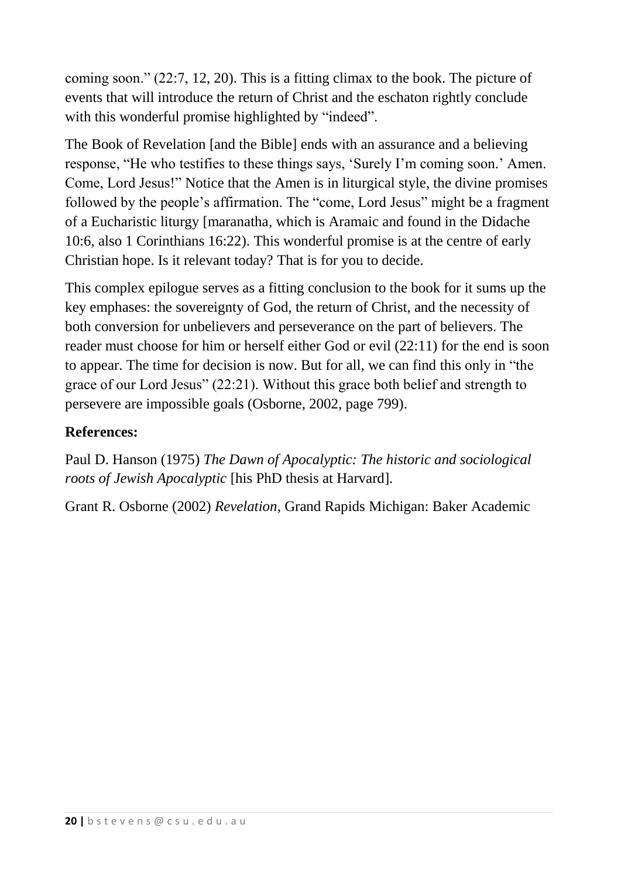coming soon." (22:7, 12, 20). This is a fitting climax to the book. The picture of events that will introduce the return of Christ and the eschaton rightly conclude with this wonderful promise highlighted by "indeed".

The Book of Revelation [and the Bible] ends with an assurance and a believing response, "He who testifies to these things says, 'Surely I'm coming soon.' Amen. Come, Lord Jesus!" Notice that the Amen is in liturgical style, the divine promises followed by the people's affirmation. The "come, Lord Jesus" might be a fragment of a Eucharistic liturgy [maranatha, which is Aramaic and found in the Didache 10:6, also 1 Corinthians 16:22). This wonderful promise is at the centre of early Christian hope. Is it relevant today? That is for you to decide.

This complex epilogue serves as a fitting conclusion to the book for it sums up the key emphases: the sovereignty of God, the return of Christ, and the necessity of both conversion for unbelievers and perseverance on the part of believers. The reader must choose for him or herself either God or evil (22:11) for the end is soon to appear. The time for decision is now. But for all, we can find this only in "the grace of our Lord Jesus" (22:21). Without this grace both belief and strength to persevere are impossible goals (Osborne, 2002, page 799).

**References:**

Paul D. Hanson (1975) *The Dawn of Apocalyptic: The historic and sociological roots of Jewish Apocalyptic* [his PhD thesis at Harvard].

Grant R. Osborne (2002) *Revelation*, Grand Rapids Michigan: Baker Academic